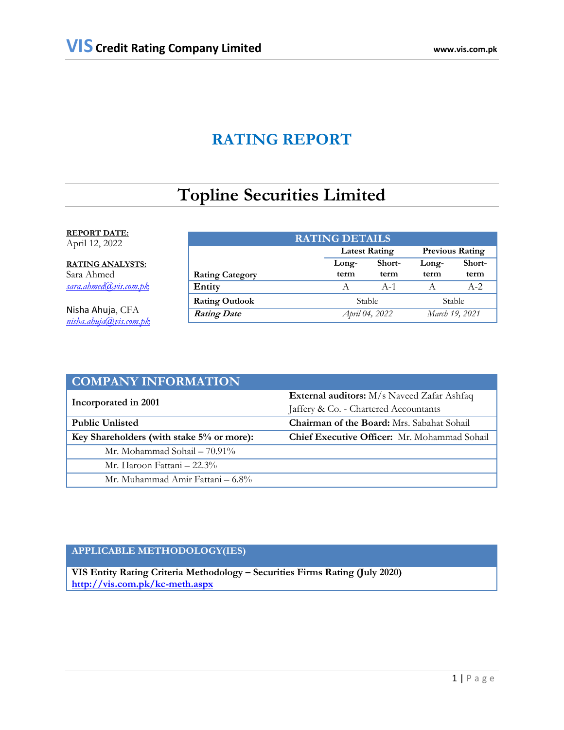**VIS Credit Rating Company Limited** www.vis.com.pk

# RATING REPORT

# Topline Securities Limited

**REPORT DATE:**
April 12, 2022

**RATING ANALYSTS:**
Sara Ahmed
*sara.ahmed@vis.com.pk*

Nisha Ahuja, CFA
*nisha.ahuja@vis.com.pk*

| RATING DETAILS | | | | |
|---|---|---|---|---|
| | Latest Rating | | Previous Rating | |
| Rating Category | Long-term | Short-term | Long-term | Short-term |
| **Entity** | A | A-1 | A | A-2 |
| **Rating Outlook** | Stable | | Stable | |
| ***Rating Date*** | *April 04, 2022* | | *March 19, 2021* | |

| COMPANY INFORMATION | |
|---|---|
| **Incorporated in 2001** | **External auditors:** M/s Naveed Zafar Ashfaq Jaffery & Co. - Chartered Accountants |
| **Public Unlisted** | **Chairman of the Board:** Mrs. Sabahat Sohail |
| **Key Shareholders (with stake 5% or more):** | **Chief Executive Officer:** Mr. Mohammad Sohail |
| Mr. Mohammad Sohail – 70.91% | |
| Mr. Haroon Fattani – 22.3% | |
| Mr. Muhammad Amir Fattani – 6.8% | |

| APPLICABLE METHODOLOGY(IES) |
|---|
| **VIS Entity Rating Criteria Methodology – Securities Firms Rating (July 2020)** [http://vis.com.pk/kc-meth.aspx](http://vis.com.pk/kc-meth.aspx) |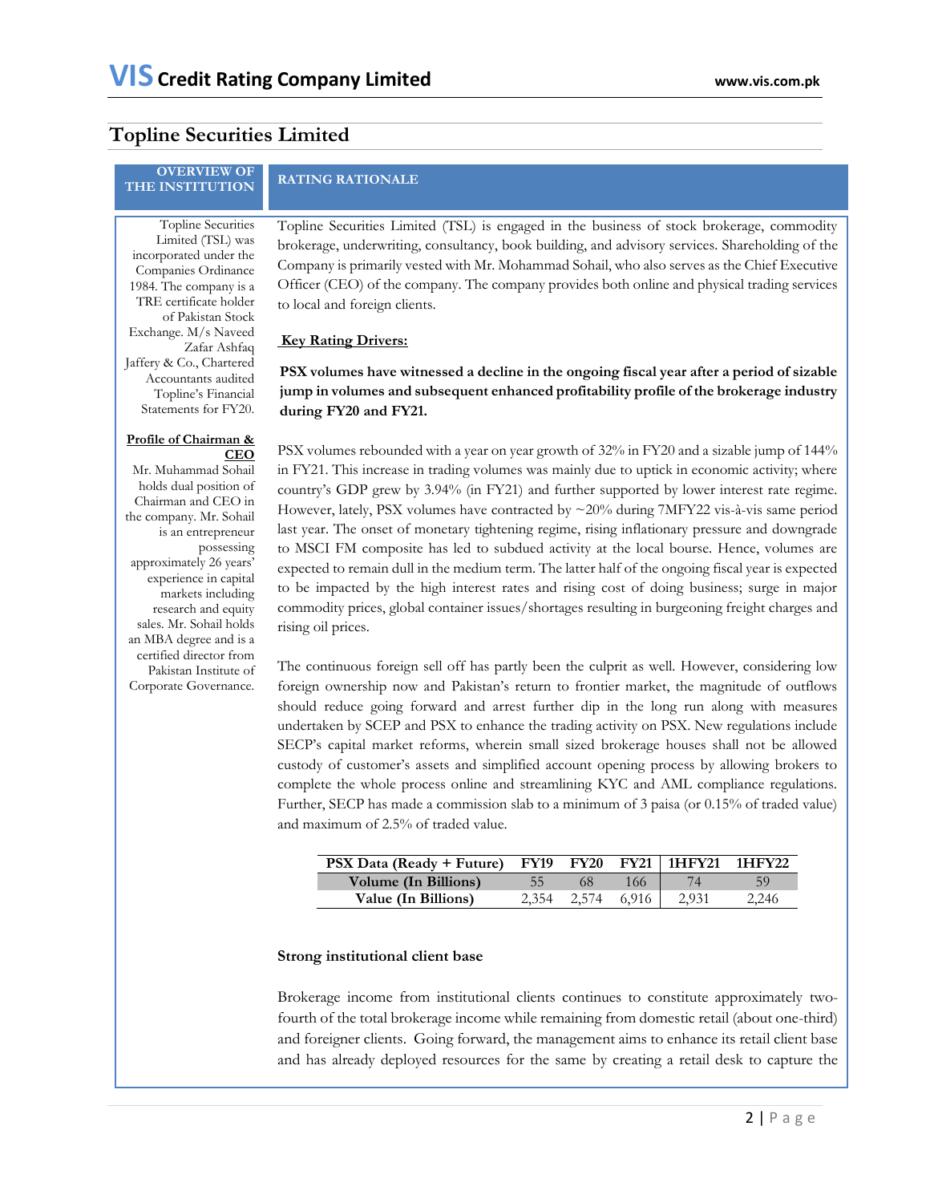# Topline Securities Limited

**OVERVIEW OF THE INSTITUTION**

Topline Securities Limited (TSL) was incorporated under the Companies Ordinance 1984. The company is a TRE certificate holder of Pakistan Stock Exchange. M/s Naveed Zafar Ashfaq Jaffery & Co., Chartered Accountants audited Topline's Financial Statements for FY20.

**Profile of Chairman & CEO**

Mr. Muhammad Sohail holds dual position of Chairman and CEO in the company. Mr. Sohail is an entrepreneur possessing approximately 26 years' experience in capital markets including research and equity sales. Mr. Sohail holds an MBA degree and is a certified director from Pakistan Institute of Corporate Governance.

**RATING RATIONALE**

Topline Securities Limited (TSL) is engaged in the business of stock brokerage, commodity brokerage, underwriting, consultancy, book building, and advisory services. Shareholding of the Company is primarily vested with Mr. Mohammad Sohail, who also serves as the Chief Executive Officer (CEO) of the company. The company provides both online and physical trading services to local and foreign clients.

**Key Rating Drivers:**

**PSX volumes have witnessed a decline in the ongoing fiscal year after a period of sizable jump in volumes and subsequent enhanced profitability profile of the brokerage industry during FY20 and FY21.**

PSX volumes rebounded with a year on year growth of 32% in FY20 and a sizable jump of 144% in FY21. This increase in trading volumes was mainly due to uptick in economic activity; where country's GDP grew by 3.94% (in FY21) and further supported by lower interest rate regime. However, lately, PSX volumes have contracted by ~20% during 7MFY22 vis-à-vis same period last year. The onset of monetary tightening regime, rising inflationary pressure and downgrade to MSCI FM composite has led to subdued activity at the local bourse. Hence, volumes are expected to remain dull in the medium term. The latter half of the ongoing fiscal year is expected to be impacted by the high interest rates and rising cost of doing business; surge in major commodity prices, global container issues/shortages resulting in burgeoning freight charges and rising oil prices.

The continuous foreign sell off has partly been the culprit as well. However, considering low foreign ownership now and Pakistan's return to frontier market, the magnitude of outflows should reduce going forward and arrest further dip in the long run along with measures undertaken by SCEP and PSX to enhance the trading activity on PSX. New regulations include SECP's capital market reforms, wherein small sized brokerage houses shall not be allowed custody of customer's assets and simplified account opening process by allowing brokers to complete the whole process online and streamlining KYC and AML compliance regulations. Further, SECP has made a commission slab to a minimum of 3 paisa (or 0.15% of traded value) and maximum of 2.5% of traded value.

| PSX Data (Ready + Future) | FY19 | FY20 | FY21 | 1HFY21 | 1HFY22 |
|---|---|---|---|---|---|
| Volume (In Billions) | 55 | 68 | 166 | 74 | 59 |
| Value (In Billions) | 2,354 | 2,574 | 6,916 | 2,931 | 2,246 |

**Strong institutional client base**

Brokerage income from institutional clients continues to constitute approximately two-fourth of the total brokerage income while remaining from domestic retail (about one-third) and foreigner clients. Going forward, the management aims to enhance its retail client base and has already deployed resources for the same by creating a retail desk to capture the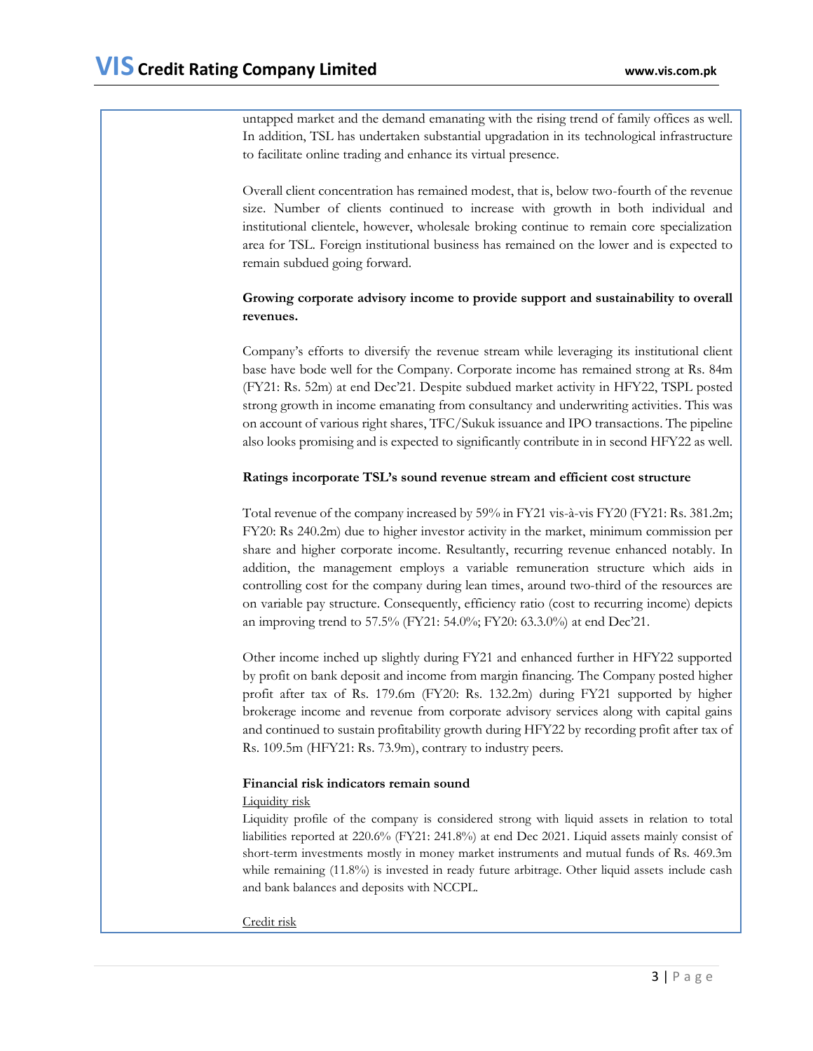untapped market and the demand emanating with the rising trend of family offices as well. In addition, TSL has undertaken substantial upgradation in its technological infrastructure to facilitate online trading and enhance its virtual presence.

Overall client concentration has remained modest, that is, below two-fourth of the revenue size. Number of clients continued to increase with growth in both individual and institutional clientele, however, wholesale broking continue to remain core specialization area for TSL. Foreign institutional business has remained on the lower and is expected to remain subdued going forward.

**Growing corporate advisory income to provide support and sustainability to overall revenues.**

Company's efforts to diversify the revenue stream while leveraging its institutional client base have bode well for the Company. Corporate income has remained strong at Rs. 84m (FY21: Rs. 52m) at end Dec'21. Despite subdued market activity in HFY22, TSPL posted strong growth in income emanating from consultancy and underwriting activities. This was on account of various right shares, TFC/Sukuk issuance and IPO transactions. The pipeline also looks promising and is expected to significantly contribute in in second HFY22 as well.

**Ratings incorporate TSL's sound revenue stream and efficient cost structure**

Total revenue of the company increased by 59% in FY21 vis-à-vis FY20 (FY21: Rs. 381.2m; FY20: Rs 240.2m) due to higher investor activity in the market, minimum commission per share and higher corporate income. Resultantly, recurring revenue enhanced notably. In addition, the management employs a variable remuneration structure which aids in controlling cost for the company during lean times, around two-third of the resources are on variable pay structure. Consequently, efficiency ratio (cost to recurring income) depicts an improving trend to 57.5% (FY21: 54.0%; FY20: 63.3.0%) at end Dec'21.

Other income inched up slightly during FY21 and enhanced further in HFY22 supported by profit on bank deposit and income from margin financing. The Company posted higher profit after tax of Rs. 179.6m (FY20: Rs. 132.2m) during FY21 supported by higher brokerage income and revenue from corporate advisory services along with capital gains and continued to sustain profitability growth during HFY22 by recording profit after tax of Rs. 109.5m (HFY21: Rs. 73.9m), contrary to industry peers.

**Financial risk indicators remain sound**

Liquidity risk

Liquidity profile of the company is considered strong with liquid assets in relation to total liabilities reported at 220.6% (FY21: 241.8%) at end Dec 2021. Liquid assets mainly consist of short-term investments mostly in money market instruments and mutual funds of Rs. 469.3m while remaining (11.8%) is invested in ready future arbitrage. Other liquid assets include cash and bank balances and deposits with NCCPL.

Credit risk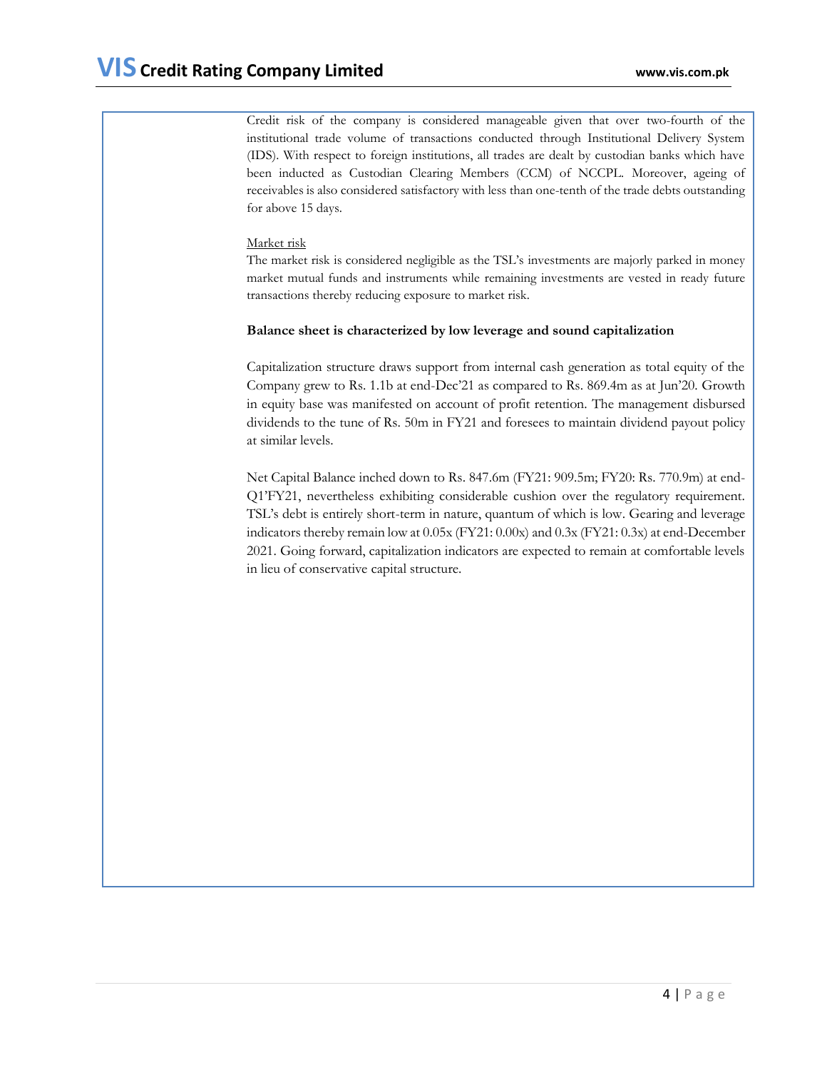Credit risk of the company is considered manageable given that over two-fourth of the institutional trade volume of transactions conducted through Institutional Delivery System (IDS). With respect to foreign institutions, all trades are dealt by custodian banks which have been inducted as Custodian Clearing Members (CCM) of NCCPL. Moreover, ageing of receivables is also considered satisfactory with less than one-tenth of the trade debts outstanding for above 15 days.

Market risk

The market risk is considered negligible as the TSL's investments are majorly parked in money market mutual funds and instruments while remaining investments are vested in ready future transactions thereby reducing exposure to market risk.

**Balance sheet is characterized by low leverage and sound capitalization**

Capitalization structure draws support from internal cash generation as total equity of the Company grew to Rs. 1.1b at end-Dec'21 as compared to Rs. 869.4m as at Jun'20. Growth in equity base was manifested on account of profit retention. The management disbursed dividends to the tune of Rs. 50m in FY21 and foresees to maintain dividend payout policy at similar levels.

Net Capital Balance inched down to Rs. 847.6m (FY21: 909.5m; FY20: Rs. 770.9m) at end-Q1'FY21, nevertheless exhibiting considerable cushion over the regulatory requirement. TSL's debt is entirely short-term in nature, quantum of which is low. Gearing and leverage indicators thereby remain low at 0.05x (FY21: 0.00x) and 0.3x (FY21: 0.3x) at end-December 2021. Going forward, capitalization indicators are expected to remain at comfortable levels in lieu of conservative capital structure.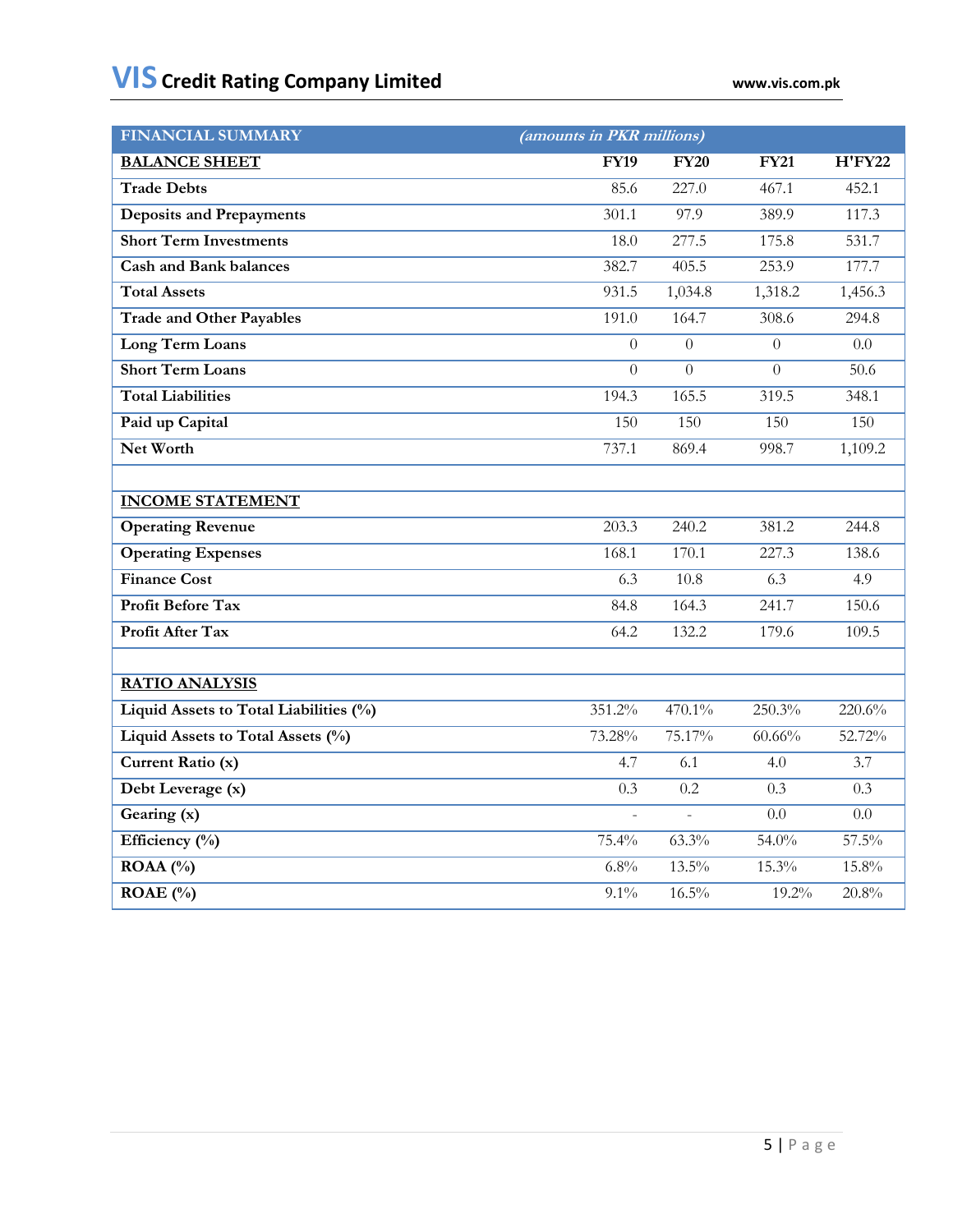| FINANCIAL SUMMARY | *(amounts in PKR millions)* | | | |
|---|---|---|---|---|
| **BALANCE SHEET** | **FY19** | **FY20** | **FY21** | **H'FY22** |
| **Trade Debts** | 85.6 | 227.0 | 467.1 | 452.1 |
| **Deposits and Prepayments** | 301.1 | 97.9 | 389.9 | 117.3 |
| **Short Term Investments** | 18.0 | 277.5 | 175.8 | 531.7 |
| **Cash and Bank balances** | 382.7 | 405.5 | 253.9 | 177.7 |
| **Total Assets** | 931.5 | 1,034.8 | 1,318.2 | 1,456.3 |
| **Trade and Other Payables** | 191.0 | 164.7 | 308.6 | 294.8 |
| **Long Term Loans** | 0 | 0 | 0 | 0.0 |
| **Short Term Loans** | 0 | 0 | 0 | 50.6 |
| **Total Liabilities** | 194.3 | 165.5 | 319.5 | 348.1 |
| **Paid up Capital** | 150 | 150 | 150 | 150 |
| **Net Worth** | 737.1 | 869.4 | 998.7 | 1,109.2 |
| | | | | |
| **INCOME STATEMENT** | | | | |
| **Operating Revenue** | 203.3 | 240.2 | 381.2 | 244.8 |
| **Operating Expenses** | 168.1 | 170.1 | 227.3 | 138.6 |
| **Finance Cost** | 6.3 | 10.8 | 6.3 | 4.9 |
| **Profit Before Tax** | 84.8 | 164.3 | 241.7 | 150.6 |
| **Profit After Tax** | 64.2 | 132.2 | 179.6 | 109.5 |
| | | | | |
| **RATIO ANALYSIS** | | | | |
| **Liquid Assets to Total Liabilities (%)** | 351.2% | 470.1% | 250.3% | 220.6% |
| **Liquid Assets to Total Assets (%)** | 73.28% | 75.17% | 60.66% | 52.72% |
| **Current Ratio (x)** | 4.7 | 6.1 | 4.0 | 3.7 |
| **Debt Leverage (x)** | 0.3 | 0.2 | 0.3 | 0.3 |
| **Gearing (x)** | - | - | 0.0 | 0.0 |
| **Efficiency (%)** | 75.4% | 63.3% | 54.0% | 57.5% |
| **ROAA (%)** | 6.8% | 13.5% | 15.3% | 15.8% |
| **ROAE (%)** | 9.1% | 16.5% | 19.2% | 20.8% |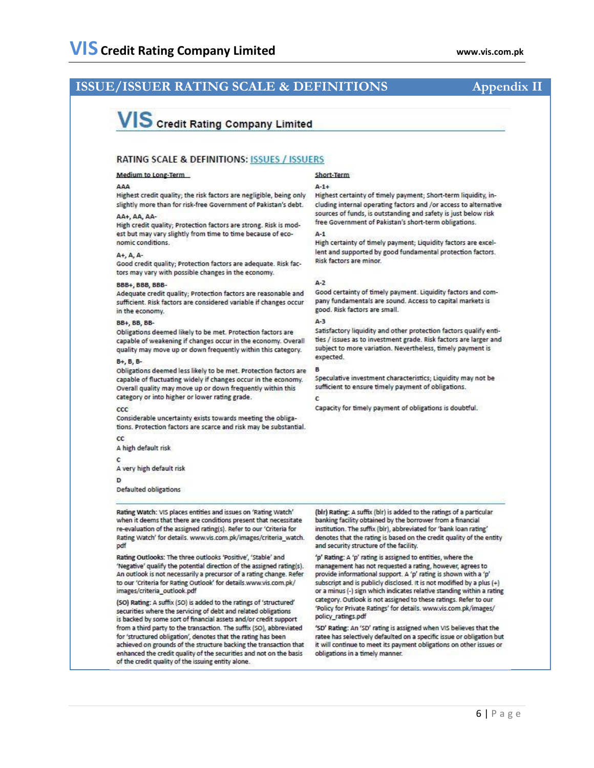## ISSUE/ISSUER RATING SCALE & DEFINITIONS — Appendix II

**VIS Credit Rating Company Limited**

### RATING SCALE & DEFINITIONS: ISSUES / ISSUERS

#### Medium to Long-Term

**AAA**
Highest credit quality; the risk factors are negligible, being only slightly more than for risk-free Government of Pakistan's debt.

**AA+, AA, AA-**
High credit quality; Protection factors are strong. Risk is modest but may vary slightly from time to time because of economic conditions.

**A+, A, A-**
Good credit quality; Protection factors are adequate. Risk factors may vary with possible changes in the economy.

**BBB+, BBB, BBB-**
Adequate credit quality; Protection factors are reasonable and sufficient. Risk factors are considered variable if changes occur in the economy.

**BB+, BB, BB-**
Obligations deemed likely to be met. Protection factors are capable of weakening if changes occur in the economy. Overall quality may move up or down frequently within this category.

**B+, B, B-**
Obligations deemed less likely to be met. Protection factors are capable of fluctuating widely if changes occur in the economy. Overall quality may move up or down frequently within this category or into higher or lower rating grade.

**CCC**
Considerable uncertainty exists towards meeting the obligations. Protection factors are scarce and risk may be substantial.

**CC**
A high default risk

**C**
A very high default risk

**D**
Defaulted obligations

#### Short-Term

**A-1+**
Highest certainty of timely payment; Short-term liquidity, including internal operating factors and /or access to alternative sources of funds, is outstanding and safety is just below risk free Government of Pakistan's short-term obligations.

**A-1**
High certainty of timely payment; Liquidity factors are excellent and supported by good fundamental protection factors. Risk factors are minor.

**A-2**
Good certainty of timely payment. Liquidity factors and company fundamentals are sound. Access to capital markets is good. Risk factors are small.

**A-3**
Satisfactory liquidity and other protection factors qualify entities / issues as to investment grade. Risk factors are larger and subject to more variation. Nevertheless, timely payment is expected.

**B**
Speculative investment characteristics; Liquidity may not be sufficient to ensure timely payment of obligations.

**C**
Capacity for timely payment of obligations is doubtful.

---

**Rating Watch:** VIS places entities and issues on 'Rating Watch' when it deems that there are conditions present that necessitate re-evaluation of the assigned rating(s). Refer to our 'Criteria for Rating Watch' for details. www.vis.com.pk/images/criteria_watch.pdf

**Rating Outlooks:** The three outlooks 'Positive', 'Stable' and 'Negative' qualify the potential direction of the assigned rating(s). An outlook is not necessarily a precursor of a rating change. Refer to our 'Criteria for Rating Outlook' for details.www.vis.com.pk/images/criteria_outlook.pdf

**(SO) Rating:** A suffix (SO) is added to the ratings of 'structured' securities where the servicing of debt and related obligations is backed by some sort of financial assets and/or credit support from a third party to the transaction. The suffix (SO), abbreviated for 'structured obligation', denotes that the rating has been achieved on grounds of the structure backing the transaction that enhanced the credit quality of the securities and not on the basis of the credit quality of the issuing entity alone.

**(blr) Rating:** A suffix (blr) is added to the ratings of a particular banking facility obtained by the borrower from a financial institution. The suffix (blr), abbreviated for 'bank loan rating' denotes that the rating is based on the credit quality of the entity and security structure of the facility.

**'p' Rating:** A 'p' rating is assigned to entities, where the management has not requested a rating, however, agrees to provide informational support. A 'p' rating is shown with a 'p' subscript and is publicly disclosed. It is not modified by a plus (+) or a minus (-) sign which indicates relative standing within a rating category. Outlook is not assigned to these ratings. Refer to our 'Policy for Private Ratings' for details. www.vis.com.pk/images/policy_ratings.pdf

**'SD' Rating:** An 'SD' rating is assigned when VIS believes that the ratee has selectively defaulted on a specific issue or obligation but it will continue to meet its payment obligations on other issues or obligations in a timely manner.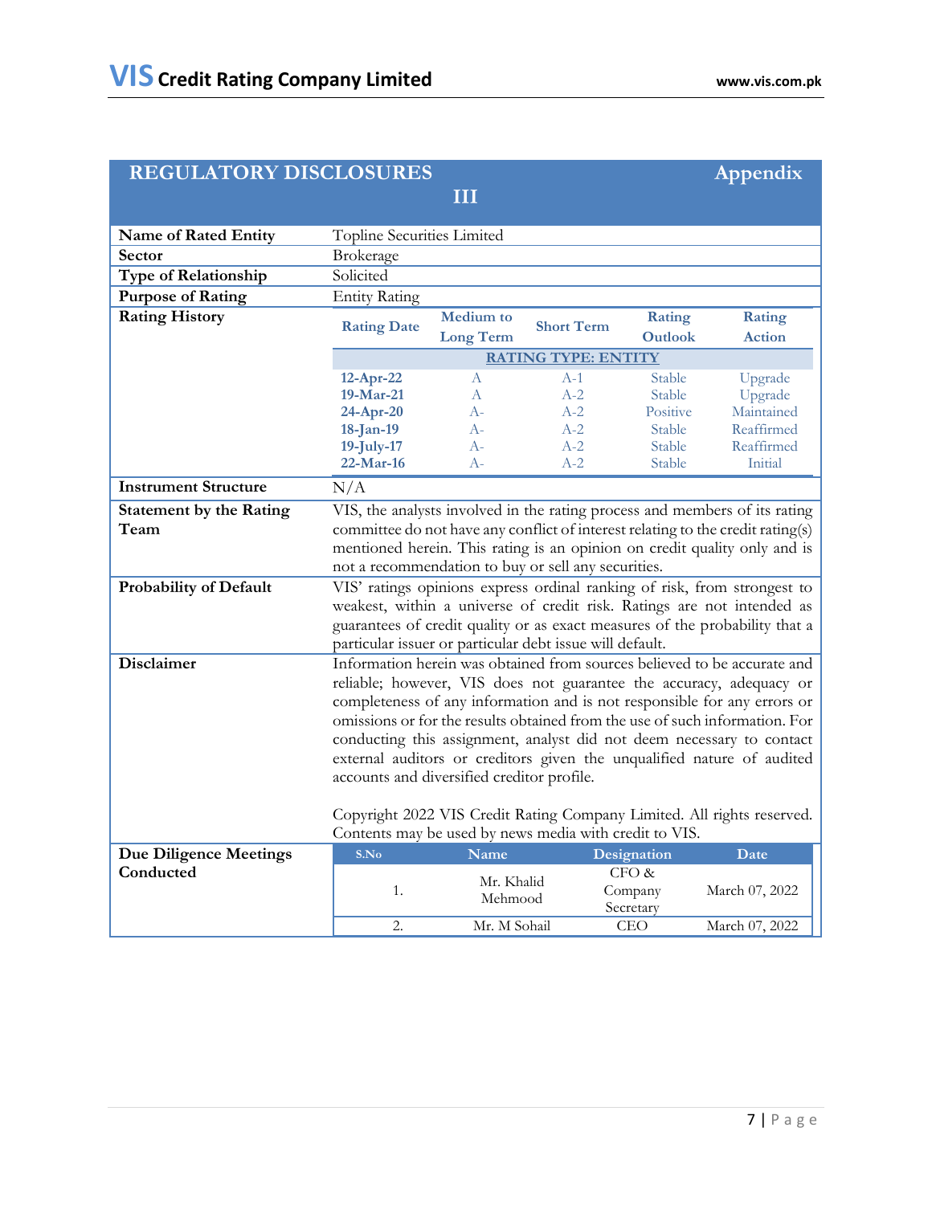## REGULATORY DISCLOSURES Appendix III

| | |
|---|---|
| **Name of Rated Entity** | Topline Securities Limited |
| **Sector** | Brokerage |
| **Type of Relationship** | Solicited |
| **Purpose of Rating** | Entity Rating |

**Rating History**

| Rating Date | Medium to Long Term | Short Term | Rating Outlook | Rating Action |
|---|---|---|---|---|
| **RATING TYPE: ENTITY** | | | | |
| **12-Apr-22** | A | A-1 | Stable | Upgrade |
| **19-Mar-21** | A | A-2 | Stable | Upgrade |
| **24-Apr-20** | A- | A-2 | Positive | Maintained |
| **18-Jan-19** | A- | A-2 | Stable | Reaffirmed |
| **19-July-17** | A- | A-2 | Stable | Reaffirmed |
| **22-Mar-16** | A- | A-2 | Stable | Initial |

| | |
|---|---|
| **Instrument Structure** | N/A |
| **Statement by the Rating Team** | VIS, the analysts involved in the rating process and members of its rating committee do not have any conflict of interest relating to the credit rating(s) mentioned herein. This rating is an opinion on credit quality only and is not a recommendation to buy or sell any securities. |
| **Probability of Default** | VIS' ratings opinions express ordinal ranking of risk, from strongest to weakest, within a universe of credit risk. Ratings are not intended as guarantees of credit quality or as exact measures of the probability that a particular issuer or particular debt issue will default. |
| **Disclaimer** | Information herein was obtained from sources believed to be accurate and reliable; however, VIS does not guarantee the accuracy, adequacy or completeness of any information and is not responsible for any errors or omissions or for the results obtained from the use of such information. For conducting this assignment, analyst did not deem necessary to contact external auditors or creditors given the unqualified nature of audited accounts and diversified creditor profile. <br><br> Copyright 2022 VIS Credit Rating Company Limited. All rights reserved. Contents may be used by news media with credit to VIS. |

**Due Diligence Meetings Conducted**

| S.No | Name | Designation | Date |
|---|---|---|---|
| 1. | Mr. Khalid Mehmood | CFO & Company Secretary | March 07, 2022 |
| 2. | Mr. M Sohail | CEO | March 07, 2022 |